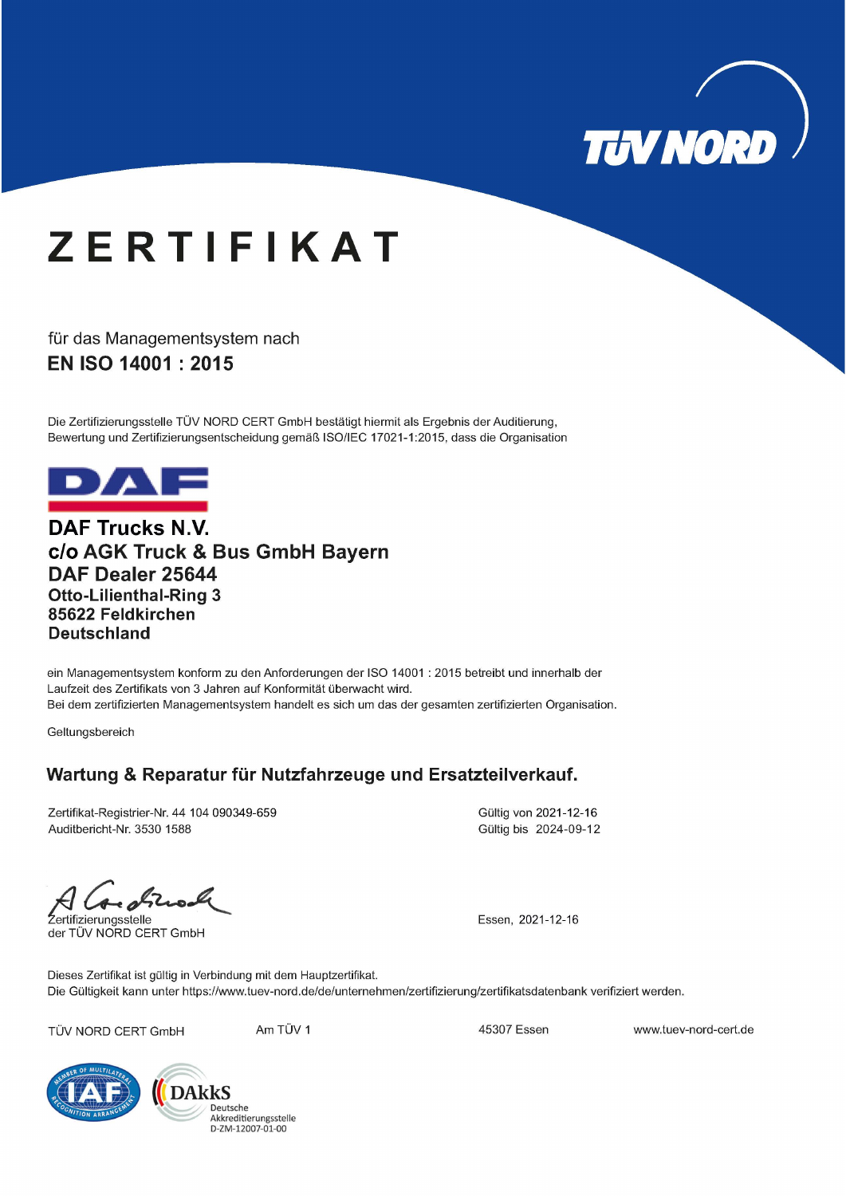# ZERTIFIKAT

für das Managementsystem nach

**EN ISO 14001 : 2015**

Die Zertifizierungsstelle TÜV NORD CERT GmbH bestätigt hiermit als Ergebnis der Auditierung, Bewertung und Zertifizierungsentscheidung gemäß ISO/IEC 17021-1:2015, dass die Organisation

**DAF Trucks N.V.**
**c/o AGK Truck & Bus GmbH Bayern**
**DAF Dealer 25644**
**Otto-Lilienthal-Ring 3**
**85622 Feldkirchen**
**Deutschland**

ein Managementsystem konform zu den Anforderungen der ISO 14001 : 2015 betreibt und innerhalb der Laufzeit des Zertifikats von 3 Jahren auf Konformität überwacht wird.
Bei dem zertifizierten Managementsystem handelt es sich um das der gesamten zertifizierten Organisation.

Geltungsbereich

**Wartung & Reparatur für Nutzfahrzeuge und Ersatzteilverkauf.**

Zertifikat-Registrier-Nr. 44 104 090349-659
Auditbericht-Nr. 3530 1588

Gültig von 2021-12-16
Gültig bis 2024-09-12

Zertifizierungsstelle
der TÜV NORD CERT GmbH

Essen, 2021-12-16

Dieses Zertifikat ist gültig in Verbindung mit dem Hauptzertifikat.
Die Gültigkeit kann unter https://www.tuev-nord.de/de/unternehmen/zertifizierung/zertifikatsdatenbank verifiziert werden.

TÜV NORD CERT GmbH | Am TÜV 1 | 45307 Essen | www.tuev-nord-cert.de

DAkkS Deutsche Akkreditierungsstelle D-ZM-12007-01-00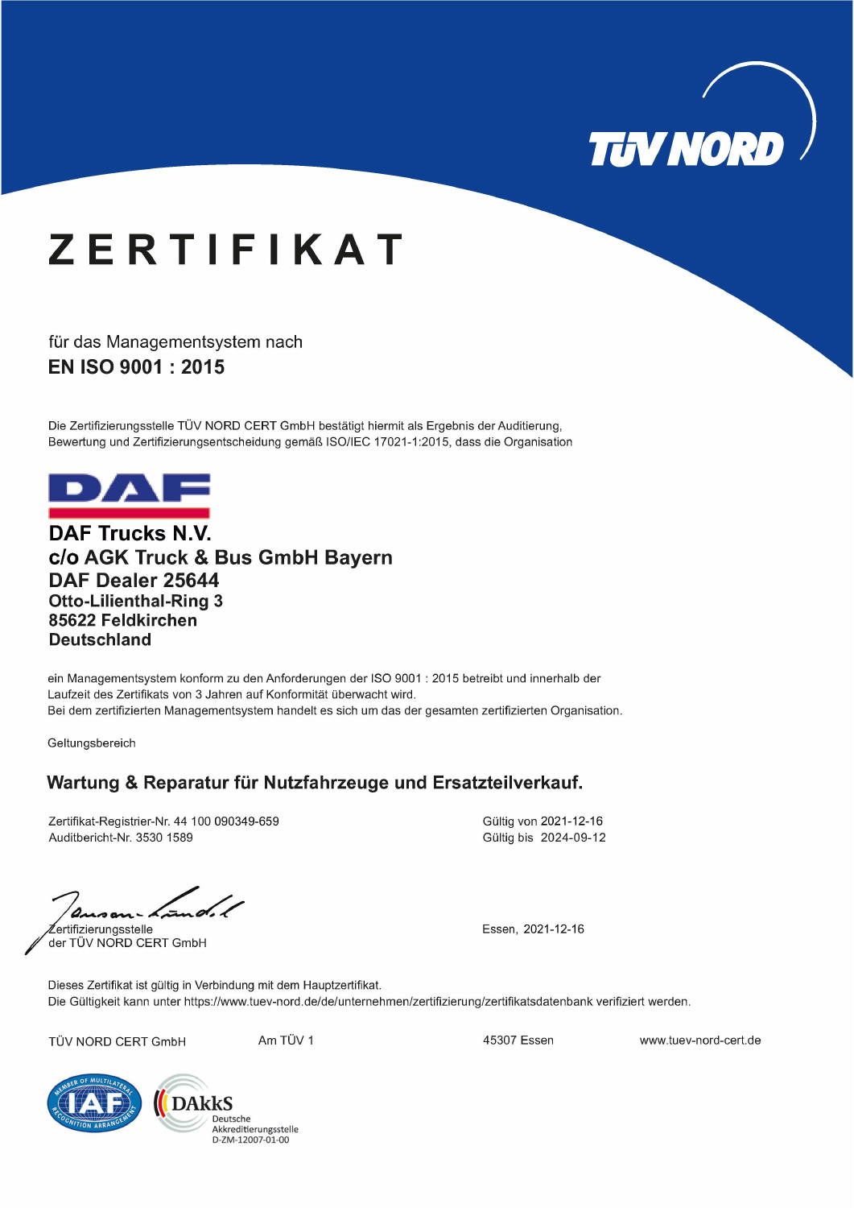TÜV NORD

# ZERTIFIKAT

für das Managementsystem nach

## EN ISO 9001 : 2015

Die Zertifizierungsstelle TÜV NORD CERT GmbH bestätigt hiermit als Ergebnis der Auditierung, Bewertung und Zertifizierungsentscheidung gemäß ISO/IEC 17021-1:2015, dass die Organisation

DAF

**DAF Trucks N.V.**
**c/o AGK Truck & Bus GmbH Bayern**
**DAF Dealer 25644**
**Otto-Lilienthal-Ring 3**
**85622 Feldkirchen**
**Deutschland**

ein Managementsystem konform zu den Anforderungen der ISO 9001 : 2015 betreibt und innerhalb der Laufzeit des Zertifikats von 3 Jahren auf Konformität überwacht wird.
Bei dem zertifizierten Managementsystem handelt es sich um das der gesamten zertifizierten Organisation.

Geltungsbereich

**Wartung & Reparatur für Nutzfahrzeuge und Ersatzteilverkauf.**

Zertifikat-Registrier-Nr. 44 100 090349-659
Auditbericht-Nr. 3530 1589

Gültig von 2021-12-16
Gültig bis 2024-09-12

Zertifizierungsstelle
der TÜV NORD CERT GmbH

Essen, 2021-12-16

Dieses Zertifikat ist gültig in Verbindung mit dem Hauptzertifikat.
Die Gültigkeit kann unter https://www.tuev-nord.de/de/unternehmen/zertifizierung/zertifikatsdatenbank verifiziert werden.

TÜV NORD CERT GmbH | Am TÜV 1 | 45307 Essen | www.tuev-nord-cert.de

IAF – Member of Multilateral Recognition Arrangement

DAkkS Deutsche Akkreditierungsstelle D-ZM-12007-01-00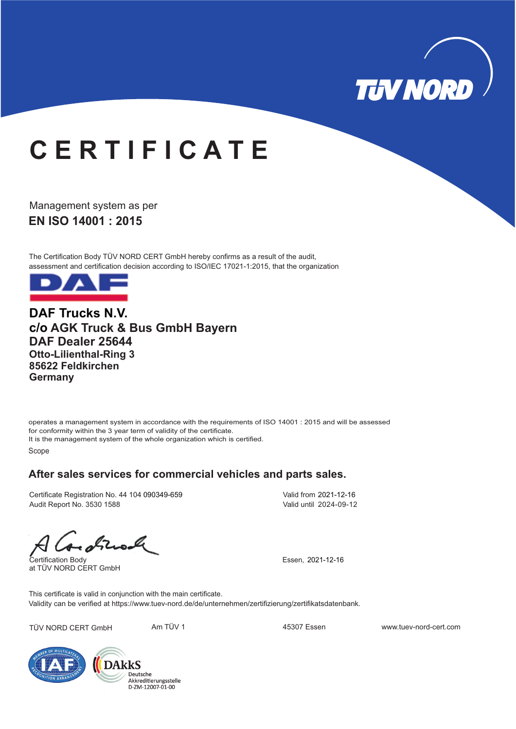TÜV NORD

# CERTIFICATE

Management system as per

**EN ISO 14001 : 2015**

The Certification Body TÜV NORD CERT GmbH hereby confirms as a result of the audit, assessment and certification decision according to ISO/IEC 17021-1:2015, that the organization

DAF

**DAF Trucks N.V.**
**c/o AGK Truck & Bus GmbH Bayern**
**DAF Dealer 25644**
**Otto-Lilienthal-Ring 3**
**85622 Feldkirchen**
**Germany**

operates a management system in accordance with the requirements of ISO 14001 : 2015 and will be assessed for conformity within the 3 year term of validity of the certificate.
It is the management system of the whole organization which is certified.

Scope

**After sales services for commercial vehicles and parts sales.**

Certificate Registration No. 44 104 090349-659
Audit Report No. 3530 1588

Valid from 2021-12-16
Valid until 2024-09-12

Certification Body
at TÜV NORD CERT GmbH

Essen, 2021-12-16

This certificate is valid in conjunction with the main certificate.
Validity can be verified at https://www.tuev-nord.de/de/unternehmen/zertifizierung/zertifikatsdatenbank.

TÜV NORD CERT GmbH | Am TÜV 1 | 45307 Essen | www.tuev-nord-cert.com

IAF – Member of Multilateral Recognition Arrangement

DAkkS Deutsche Akkreditierungsstelle D-ZM-12007-01-00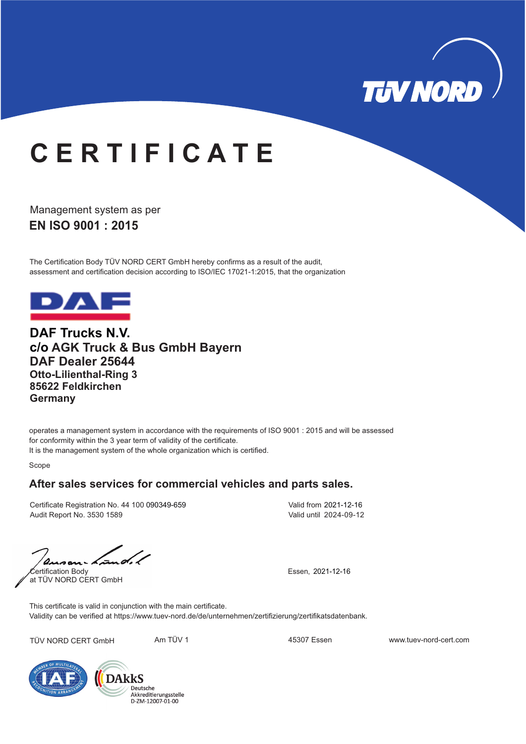TÜV NORD

# CERTIFICATE

Management system as per

**EN ISO 9001 : 2015**

The Certification Body TÜV NORD CERT GmbH hereby confirms as a result of the audit, assessment and certification decision according to ISO/IEC 17021-1:2015, that the organization

DAF

**DAF Trucks N.V.**
**c/o AGK Truck & Bus GmbH Bayern**
**DAF Dealer 25644**
**Otto-Lilienthal-Ring 3**
**85622 Feldkirchen**
**Germany**

operates a management system in accordance with the requirements of ISO 9001 : 2015 and will be assessed for conformity within the 3 year term of validity of the certificate.
It is the management system of the whole organization which is certified.

Scope

**After sales services for commercial vehicles and parts sales.**

Certificate Registration No. 44 100 090349-659
Audit Report No. 3530 1589

Valid from 2021-12-16
Valid until 2024-09-12

Certification Body
at TÜV NORD CERT GmbH

Essen, 2021-12-16

This certificate is valid in conjunction with the main certificate.
Validity can be verified at https://www.tuev-nord.de/de/unternehmen/zertifizierung/zertifikatsdatenbank.

TÜV NORD CERT GmbH | Am TÜV 1 | 45307 Essen | www.tuev-nord-cert.com

IAF – Member of Multilateral Recognition Arrangement

DAkkS Deutsche Akkreditierungsstelle D-ZM-12007-01-00